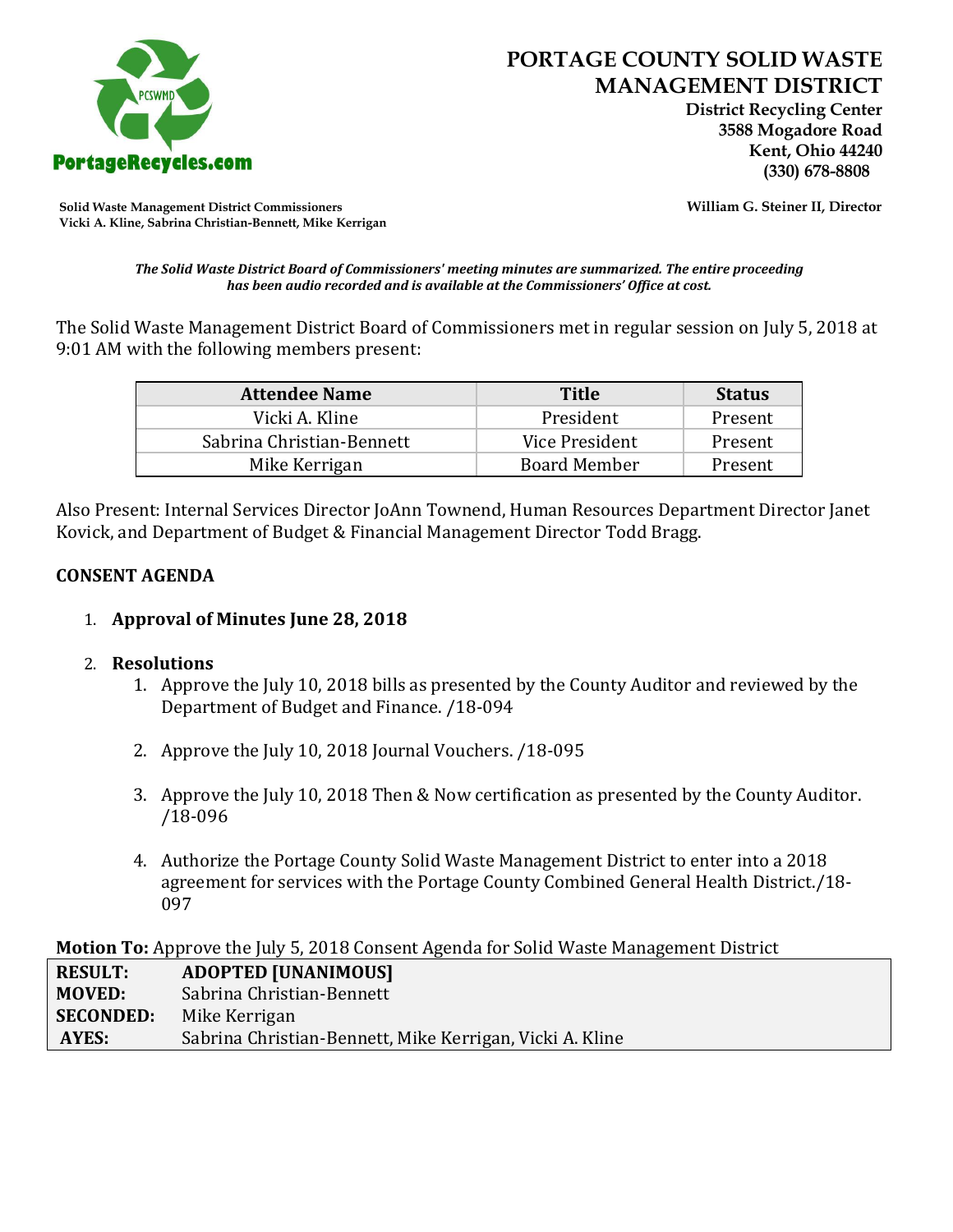PortageRecycles.com

# PORTAGE COUNTY SOLID WASTE MANAGEMENT DISTRICT

**District Recycling Center**
**3588 Mogadore Road**
**Kent, Ohio 44240**
**(330) 678-8808**

**Solid Waste Management District Commissioners**
**Vicki A. Kline, Sabrina Christian-Bennett, Mike Kerrigan**

**William G. Steiner II, Director**

***The Solid Waste District Board of Commissioners' meeting minutes are summarized. The entire proceeding has been audio recorded and is available at the Commissioners' Office at cost.***

The Solid Waste Management District Board of Commissioners met in regular session on July 5, 2018 at 9:01 AM with the following members present:

| Attendee Name | Title | Status |
|---|---|---|
| Vicki A. Kline | President | Present |
| Sabrina Christian-Bennett | Vice President | Present |
| Mike Kerrigan | Board Member | Present |

Also Present: Internal Services Director JoAnn Townend, Human Resources Department Director Janet Kovick, and Department of Budget & Financial Management Director Todd Bragg.

**CONSENT AGENDA**

1. **Approval of Minutes June 28, 2018**

2. **Resolutions**
    1. Approve the July 10, 2018 bills as presented by the County Auditor and reviewed by the Department of Budget and Finance. /18-094
    2. Approve the July 10, 2018 Journal Vouchers. /18-095
    3. Approve the July 10, 2018 Then & Now certification as presented by the County Auditor. /18-096
    4. Authorize the Portage County Solid Waste Management District to enter into a 2018 agreement for services with the Portage County Combined General Health District./18-097

**Motion To:** Approve the July 5, 2018 Consent Agenda for Solid Waste Management District

| | |
|---|---|
| **RESULT:** | **ADOPTED [UNANIMOUS]** |
| **MOVED:** | Sabrina Christian-Bennett |
| **SECONDED:** | Mike Kerrigan |
| **AYES:** | Sabrina Christian-Bennett, Mike Kerrigan, Vicki A. Kline |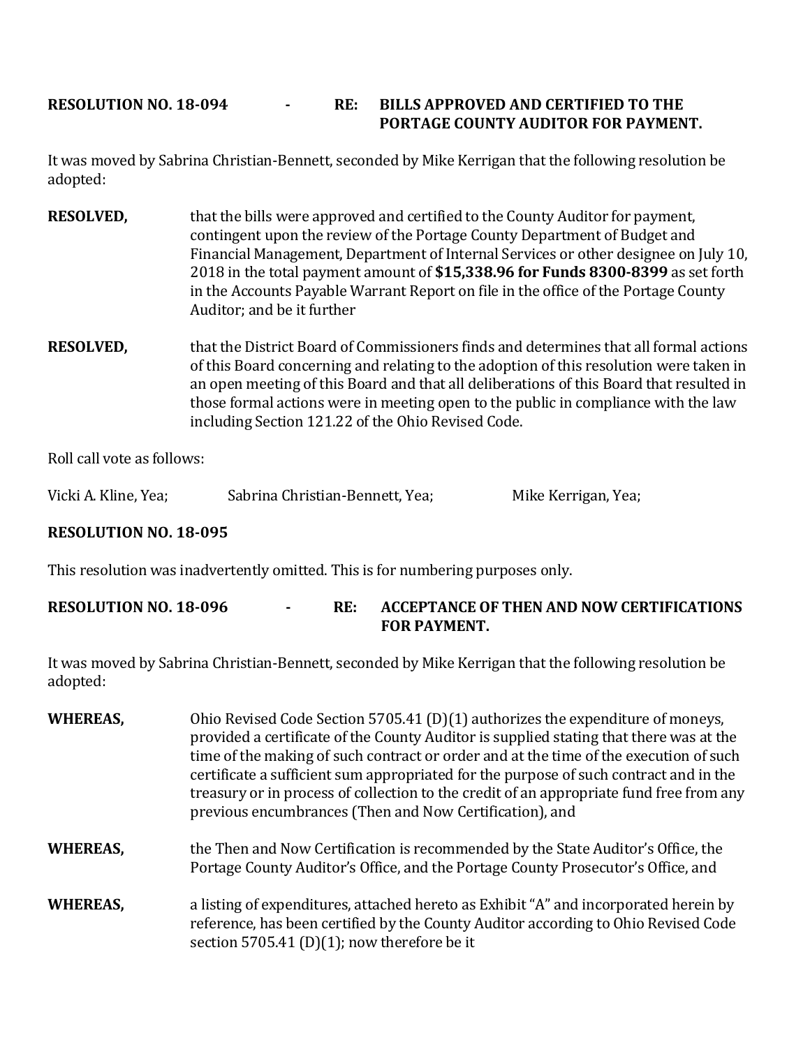**RESOLUTION NO. 18-094 - RE: BILLS APPROVED AND CERTIFIED TO THE PORTAGE COUNTY AUDITOR FOR PAYMENT.**

It was moved by Sabrina Christian-Bennett, seconded by Mike Kerrigan that the following resolution be adopted:

**RESOLVED,** that the bills were approved and certified to the County Auditor for payment, contingent upon the review of the Portage County Department of Budget and Financial Management, Department of Internal Services or other designee on July 10, 2018 in the total payment amount of **$15,338.96 for Funds 8300-8399** as set forth in the Accounts Payable Warrant Report on file in the office of the Portage County Auditor; and be it further

**RESOLVED,** that the District Board of Commissioners finds and determines that all formal actions of this Board concerning and relating to the adoption of this resolution were taken in an open meeting of this Board and that all deliberations of this Board that resulted in those formal actions were in meeting open to the public in compliance with the law including Section 121.22 of the Ohio Revised Code.

Roll call vote as follows:

Vicki A. Kline, Yea; Sabrina Christian-Bennett, Yea; Mike Kerrigan, Yea;

**RESOLUTION NO. 18-095**

This resolution was inadvertently omitted. This is for numbering purposes only.

**RESOLUTION NO. 18-096 - RE: ACCEPTANCE OF THEN AND NOW CERTIFICATIONS FOR PAYMENT.**

It was moved by Sabrina Christian-Bennett, seconded by Mike Kerrigan that the following resolution be adopted:

**WHEREAS,** Ohio Revised Code Section 5705.41 (D)(1) authorizes the expenditure of moneys, provided a certificate of the County Auditor is supplied stating that there was at the time of the making of such contract or order and at the time of the execution of such certificate a sufficient sum appropriated for the purpose of such contract and in the treasury or in process of collection to the credit of an appropriate fund free from any previous encumbrances (Then and Now Certification), and

**WHEREAS,** the Then and Now Certification is recommended by the State Auditor's Office, the Portage County Auditor's Office, and the Portage County Prosecutor's Office, and

**WHEREAS,** a listing of expenditures, attached hereto as Exhibit "A" and incorporated herein by reference, has been certified by the County Auditor according to Ohio Revised Code section 5705.41 (D)(1); now therefore be it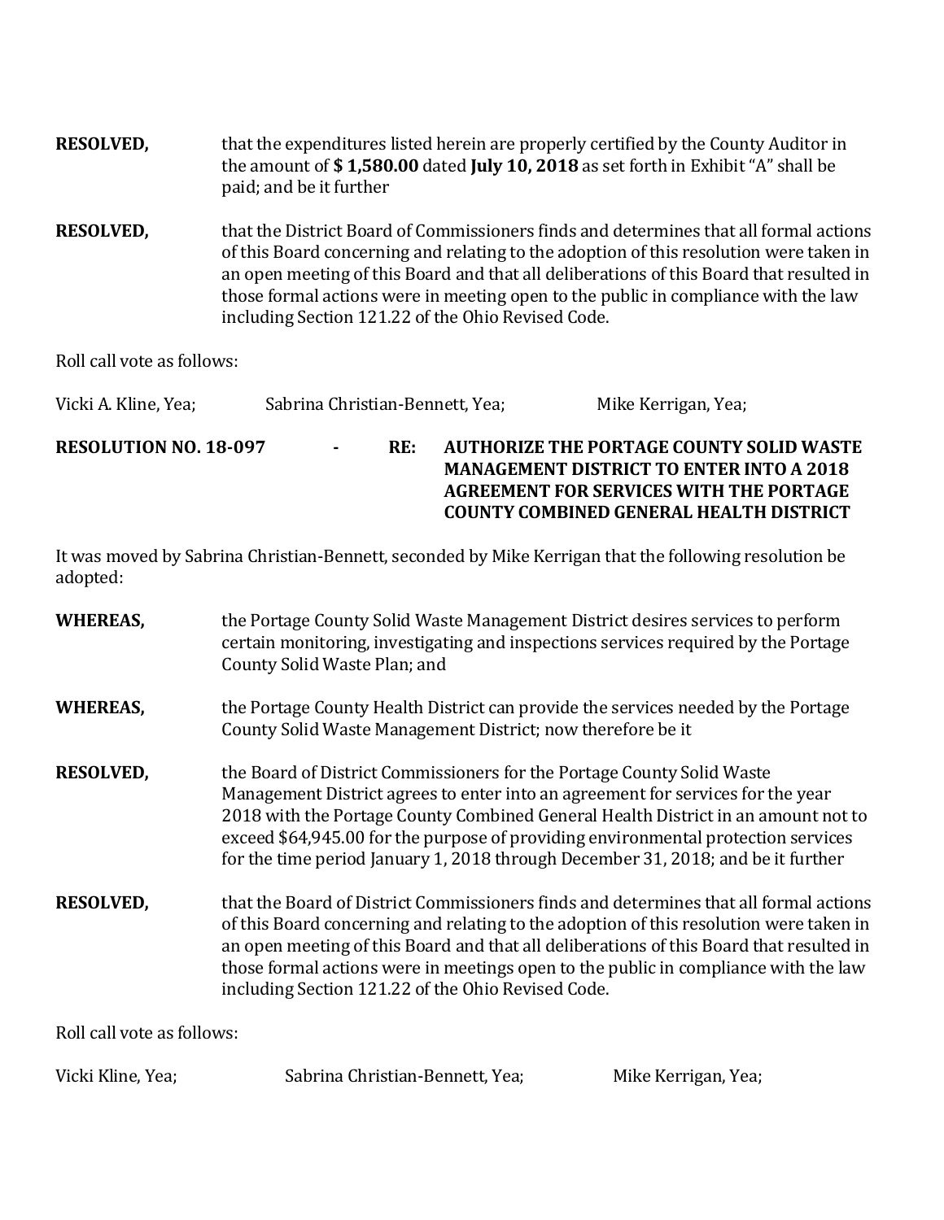**RESOLVED,** that the expenditures listed herein are properly certified by the County Auditor in the amount of **$ 1,580.00** dated **July 10, 2018** as set forth in Exhibit "A" shall be paid; and be it further

**RESOLVED,** that the District Board of Commissioners finds and determines that all formal actions of this Board concerning and relating to the adoption of this resolution were taken in an open meeting of this Board and that all deliberations of this Board that resulted in those formal actions were in meeting open to the public in compliance with the law including Section 121.22 of the Ohio Revised Code.

Roll call vote as follows:

Vicki A. Kline, Yea; Sabrina Christian-Bennett, Yea; Mike Kerrigan, Yea;

**RESOLUTION NO. 18-097 - RE: AUTHORIZE THE PORTAGE COUNTY SOLID WASTE MANAGEMENT DISTRICT TO ENTER INTO A 2018 AGREEMENT FOR SERVICES WITH THE PORTAGE COUNTY COMBINED GENERAL HEALTH DISTRICT**

It was moved by Sabrina Christian-Bennett, seconded by Mike Kerrigan that the following resolution be adopted:

**WHEREAS,** the Portage County Solid Waste Management District desires services to perform certain monitoring, investigating and inspections services required by the Portage County Solid Waste Plan; and

**WHEREAS,** the Portage County Health District can provide the services needed by the Portage County Solid Waste Management District; now therefore be it

**RESOLVED,** the Board of District Commissioners for the Portage County Solid Waste Management District agrees to enter into an agreement for services for the year 2018 with the Portage County Combined General Health District in an amount not to exceed $64,945.00 for the purpose of providing environmental protection services for the time period January 1, 2018 through December 31, 2018; and be it further

**RESOLVED,** that the Board of District Commissioners finds and determines that all formal actions of this Board concerning and relating to the adoption of this resolution were taken in an open meeting of this Board and that all deliberations of this Board that resulted in those formal actions were in meetings open to the public in compliance with the law including Section 121.22 of the Ohio Revised Code.

Roll call vote as follows:

Vicki Kline, Yea; Sabrina Christian-Bennett, Yea; Mike Kerrigan, Yea;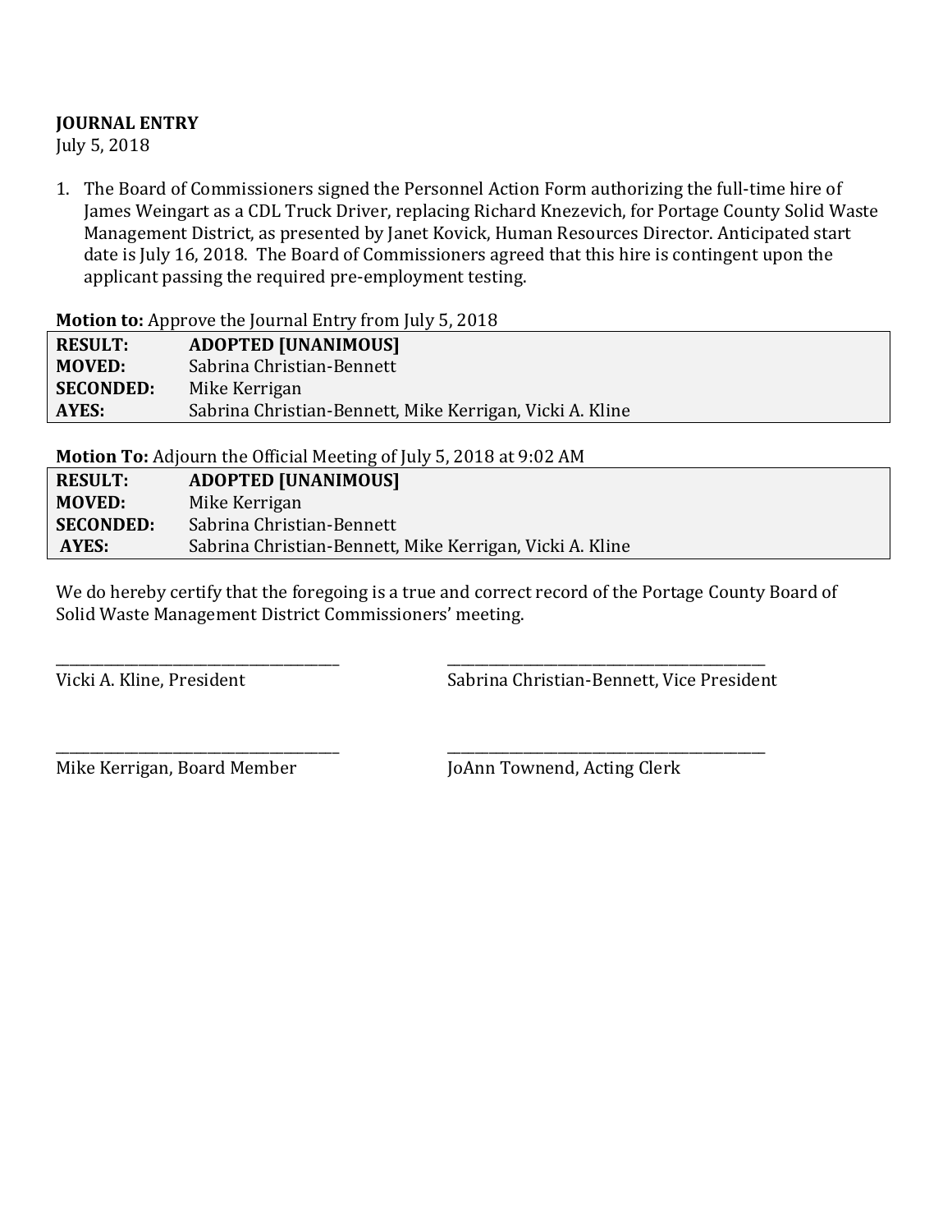**JOURNAL ENTRY**
July 5, 2018

1. The Board of Commissioners signed the Personnel Action Form authorizing the full-time hire of James Weingart as a CDL Truck Driver, replacing Richard Knezevich, for Portage County Solid Waste Management District, as presented by Janet Kovick, Human Resources Director. Anticipated start date is July 16, 2018. The Board of Commissioners agreed that this hire is contingent upon the applicant passing the required pre-employment testing.

**Motion to:** Approve the Journal Entry from July 5, 2018

| | |
|---|---|
| **RESULT:** | **ADOPTED [UNANIMOUS]** |
| **MOVED:** | Sabrina Christian-Bennett |
| **SECONDED:** | Mike Kerrigan |
| **AYES:** | Sabrina Christian-Bennett, Mike Kerrigan, Vicki A. Kline |

**Motion To:** Adjourn the Official Meeting of July 5, 2018 at 9:02 AM

| | |
|---|---|
| **RESULT:** | **ADOPTED [UNANIMOUS]** |
| **MOVED:** | Mike Kerrigan |
| **SECONDED:** | Sabrina Christian-Bennett |
| **AYES:** | Sabrina Christian-Bennett, Mike Kerrigan, Vicki A. Kline |

We do hereby certify that the foregoing is a true and correct record of the Portage County Board of Solid Waste Management District Commissioners' meeting.

_______________________________________
Vicki A. Kline, President

_______________________________________
Sabrina Christian-Bennett, Vice President

_______________________________________
Mike Kerrigan, Board Member

_______________________________________
JoAnn Townend, Acting Clerk